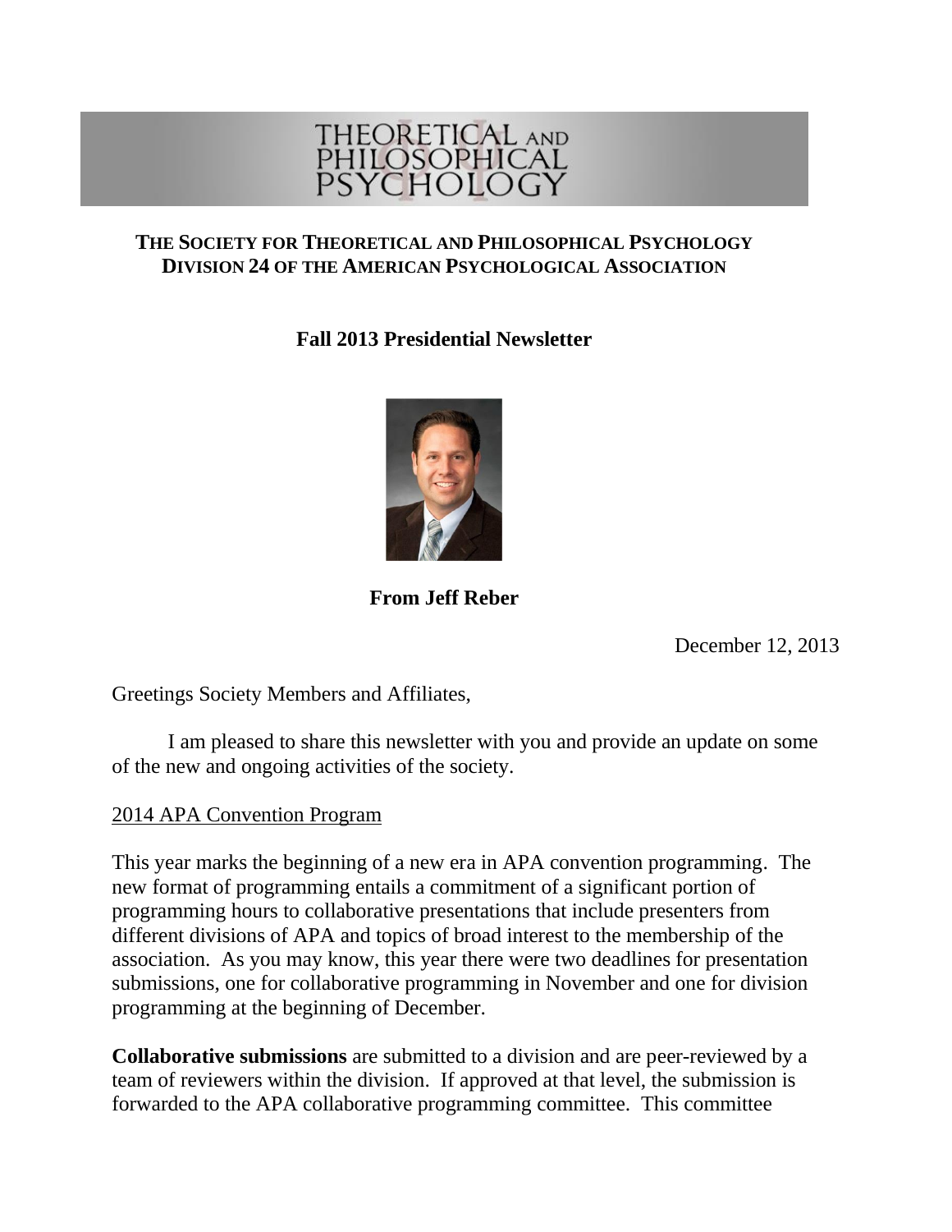THEORETICAL AND PHILOSOPHICAL PSYCHOLOGY

**THE SOCIETY FOR THEORETICAL AND PHILOSOPHICAL PSYCHOLOGY**
**DIVISION 24 OF THE AMERICAN PSYCHOLOGICAL ASSOCIATION**

## Fall 2013 Presidential Newsletter

**From Jeff Reber**

December 12, 2013

Greetings Society Members and Affiliates,

I am pleased to share this newsletter with you and provide an update on some of the new and ongoing activities of the society.

### 2014 APA Convention Program

This year marks the beginning of a new era in APA convention programming. The new format of programming entails a commitment of a significant portion of programming hours to collaborative presentations that include presenters from different divisions of APA and topics of broad interest to the membership of the association. As you may know, this year there were two deadlines for presentation submissions, one for collaborative programming in November and one for division programming at the beginning of December.

**Collaborative submissions** are submitted to a division and are peer-reviewed by a team of reviewers within the division. If approved at that level, the submission is forwarded to the APA collaborative programming committee. This committee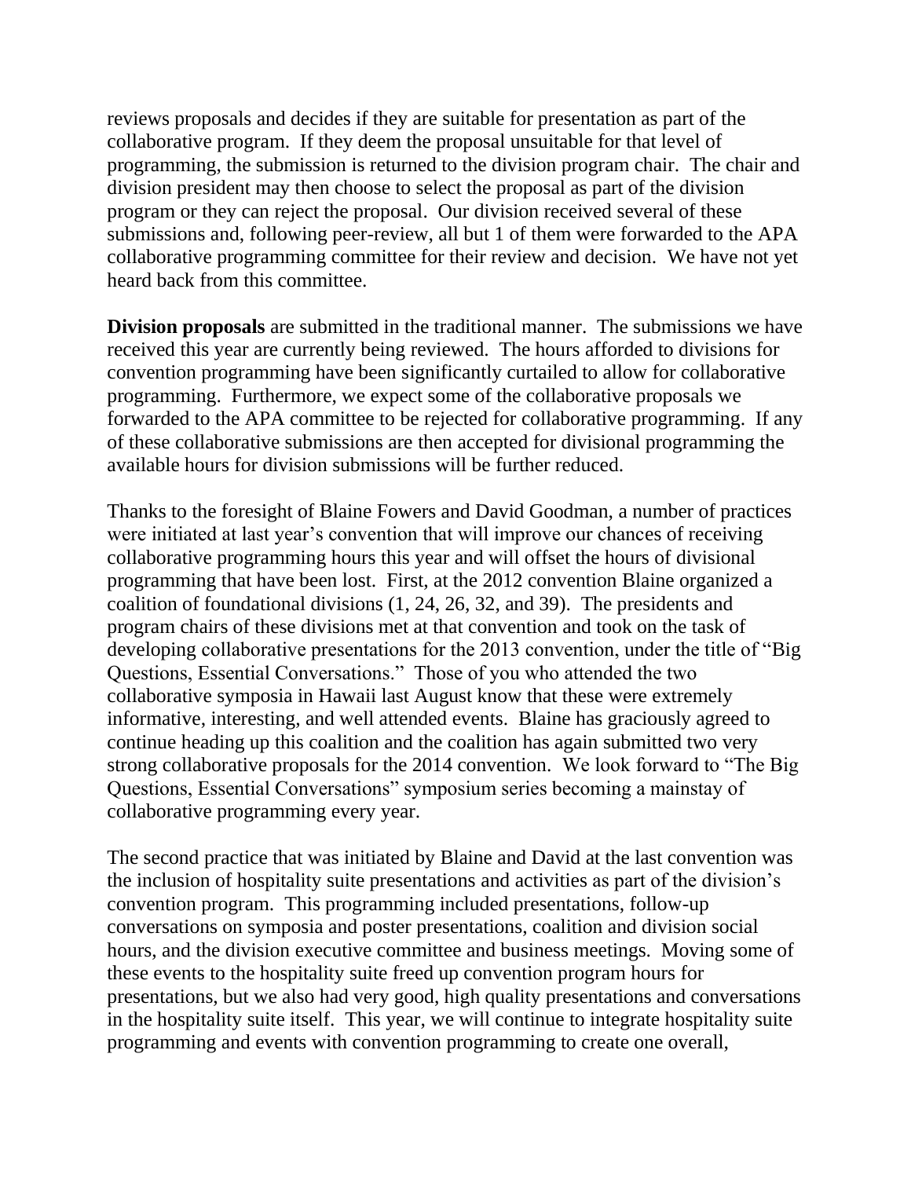reviews proposals and decides if they are suitable for presentation as part of the collaborative program. If they deem the proposal unsuitable for that level of programming, the submission is returned to the division program chair. The chair and division president may then choose to select the proposal as part of the division program or they can reject the proposal. Our division received several of these submissions and, following peer-review, all but 1 of them were forwarded to the APA collaborative programming committee for their review and decision. We have not yet heard back from this committee.

**Division proposals** are submitted in the traditional manner. The submissions we have received this year are currently being reviewed. The hours afforded to divisions for convention programming have been significantly curtailed to allow for collaborative programming. Furthermore, we expect some of the collaborative proposals we forwarded to the APA committee to be rejected for collaborative programming. If any of these collaborative submissions are then accepted for divisional programming the available hours for division submissions will be further reduced.

Thanks to the foresight of Blaine Fowers and David Goodman, a number of practices were initiated at last year's convention that will improve our chances of receiving collaborative programming hours this year and will offset the hours of divisional programming that have been lost. First, at the 2012 convention Blaine organized a coalition of foundational divisions (1, 24, 26, 32, and 39). The presidents and program chairs of these divisions met at that convention and took on the task of developing collaborative presentations for the 2013 convention, under the title of "Big Questions, Essential Conversations." Those of you who attended the two collaborative symposia in Hawaii last August know that these were extremely informative, interesting, and well attended events. Blaine has graciously agreed to continue heading up this coalition and the coalition has again submitted two very strong collaborative proposals for the 2014 convention. We look forward to "The Big Questions, Essential Conversations" symposium series becoming a mainstay of collaborative programming every year.

The second practice that was initiated by Blaine and David at the last convention was the inclusion of hospitality suite presentations and activities as part of the division's convention program. This programming included presentations, follow-up conversations on symposia and poster presentations, coalition and division social hours, and the division executive committee and business meetings. Moving some of these events to the hospitality suite freed up convention program hours for presentations, but we also had very good, high quality presentations and conversations in the hospitality suite itself. This year, we will continue to integrate hospitality suite programming and events with convention programming to create one overall,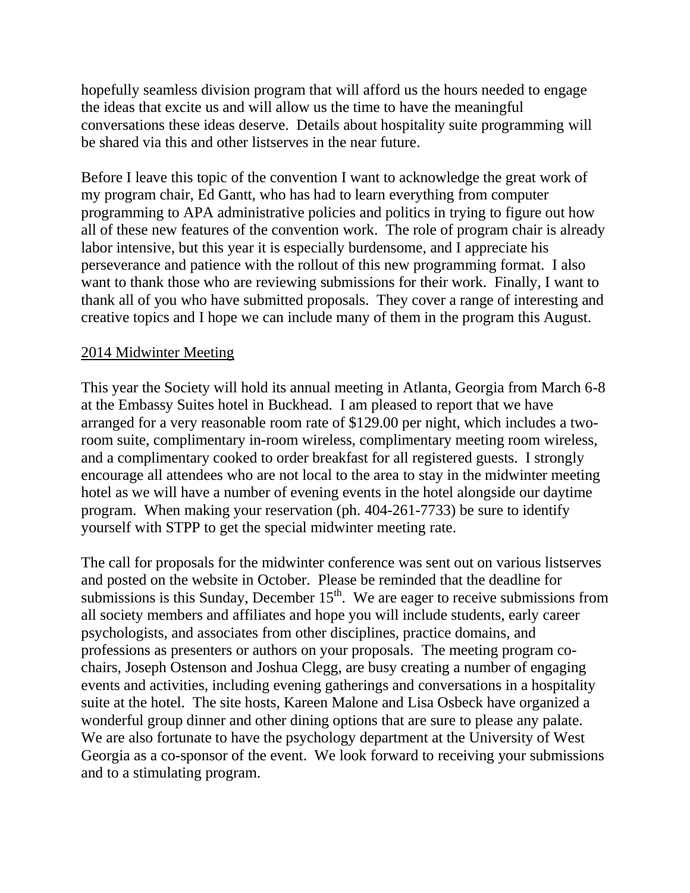hopefully seamless division program that will afford us the hours needed to engage the ideas that excite us and will allow us the time to have the meaningful conversations these ideas deserve. Details about hospitality suite programming will be shared via this and other listserves in the near future.

Before I leave this topic of the convention I want to acknowledge the great work of my program chair, Ed Gantt, who has had to learn everything from computer programming to APA administrative policies and politics in trying to figure out how all of these new features of the convention work. The role of program chair is already labor intensive, but this year it is especially burdensome, and I appreciate his perseverance and patience with the rollout of this new programming format. I also want to thank those who are reviewing submissions for their work. Finally, I want to thank all of you who have submitted proposals. They cover a range of interesting and creative topics and I hope we can include many of them in the program this August.

## 2014 Midwinter Meeting

This year the Society will hold its annual meeting in Atlanta, Georgia from March 6-8 at the Embassy Suites hotel in Buckhead. I am pleased to report that we have arranged for a very reasonable room rate of $129.00 per night, which includes a two-room suite, complimentary in-room wireless, complimentary meeting room wireless, and a complimentary cooked to order breakfast for all registered guests. I strongly encourage all attendees who are not local to the area to stay in the midwinter meeting hotel as we will have a number of evening events in the hotel alongside our daytime program. When making your reservation (ph. 404-261-7733) be sure to identify yourself with STPP to get the special midwinter meeting rate.

The call for proposals for the midwinter conference was sent out on various listserves and posted on the website in October. Please be reminded that the deadline for submissions is this Sunday, December 15th. We are eager to receive submissions from all society members and affiliates and hope you will include students, early career psychologists, and associates from other disciplines, practice domains, and professions as presenters or authors on your proposals. The meeting program co-chairs, Joseph Ostenson and Joshua Clegg, are busy creating a number of engaging events and activities, including evening gatherings and conversations in a hospitality suite at the hotel. The site hosts, Kareen Malone and Lisa Osbeck have organized a wonderful group dinner and other dining options that are sure to please any palate. We are also fortunate to have the psychology department at the University of West Georgia as a co-sponsor of the event. We look forward to receiving your submissions and to a stimulating program.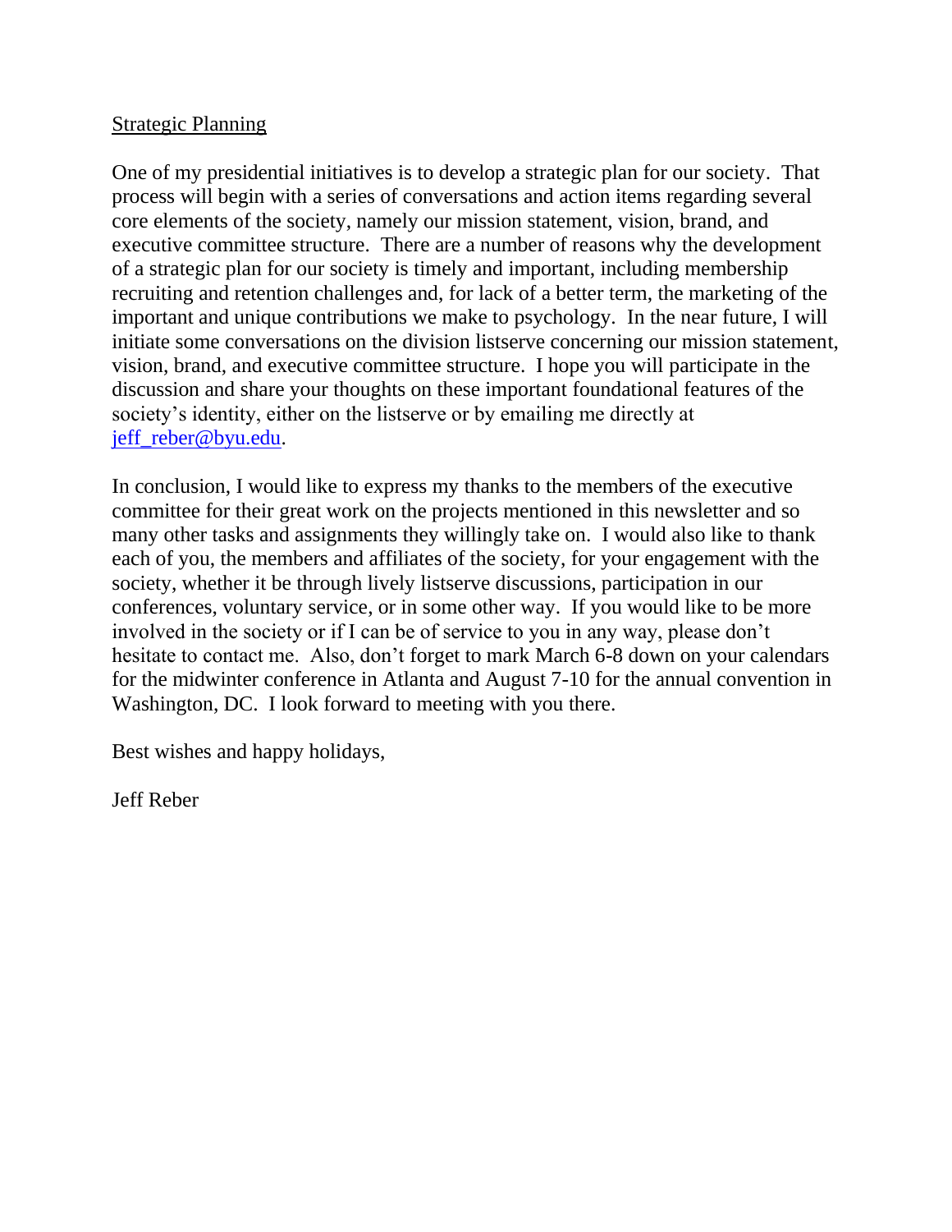Strategic Planning

One of my presidential initiatives is to develop a strategic plan for our society. That process will begin with a series of conversations and action items regarding several core elements of the society, namely our mission statement, vision, brand, and executive committee structure. There are a number of reasons why the development of a strategic plan for our society is timely and important, including membership recruiting and retention challenges and, for lack of a better term, the marketing of the important and unique contributions we make to psychology. In the near future, I will initiate some conversations on the division listserve concerning our mission statement, vision, brand, and executive committee structure. I hope you will participate in the discussion and share your thoughts on these important foundational features of the society's identity, either on the listserve or by emailing me directly at jeff_reber@byu.edu.

In conclusion, I would like to express my thanks to the members of the executive committee for their great work on the projects mentioned in this newsletter and so many other tasks and assignments they willingly take on. I would also like to thank each of you, the members and affiliates of the society, for your engagement with the society, whether it be through lively listserve discussions, participation in our conferences, voluntary service, or in some other way. If you would like to be more involved in the society or if I can be of service to you in any way, please don't hesitate to contact me. Also, don't forget to mark March 6-8 down on your calendars for the midwinter conference in Atlanta and August 7-10 for the annual convention in Washington, DC. I look forward to meeting with you there.

Best wishes and happy holidays,

Jeff Reber